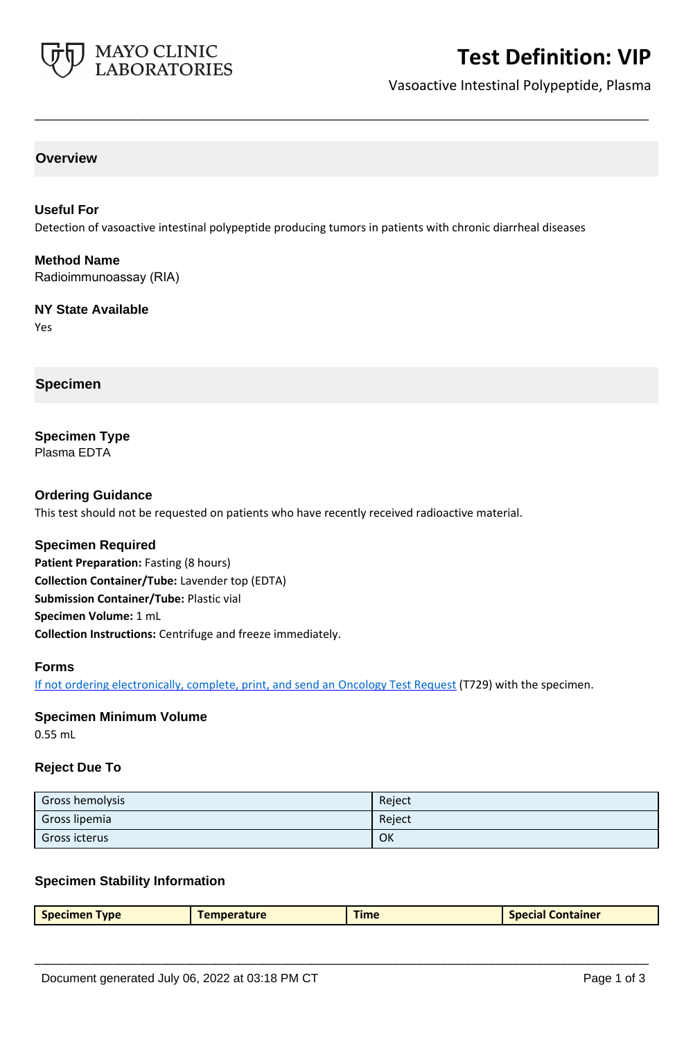# Test Definition: VIP

Vasoactive Intestinal Polypeptide, Plasma

## Overview

### Useful For

Detection of vasoactive intestinal polypeptide producing tumors in patients with chronic diarrheal diseases

### Method Name

Radioimmunoassay (RIA)

### NY State Available

Yes

## Specimen

### Specimen Type

Plasma EDTA

### Ordering Guidance

This test should not be requested on patients who have recently received radioactive material.

### Specimen Required

**Patient Preparation:** Fasting (8 hours)
**Collection Container/Tube:** Lavender top (EDTA)
**Submission Container/Tube:** Plastic vial
**Specimen Volume:** 1 mL
**Collection Instructions:** Centrifuge and freeze immediately.

### Forms

If not ordering electronically, complete, print, and send an Oncology Test Request (T729) with the specimen.

### Specimen Minimum Volume

0.55 mL

### Reject Due To

| | |
|---|---|
| Gross hemolysis | Reject |
| Gross lipemia | Reject |
| Gross icterus | OK |

### Specimen Stability Information

| Specimen Type | Temperature | Time | Special Container |
|---|---|---|---|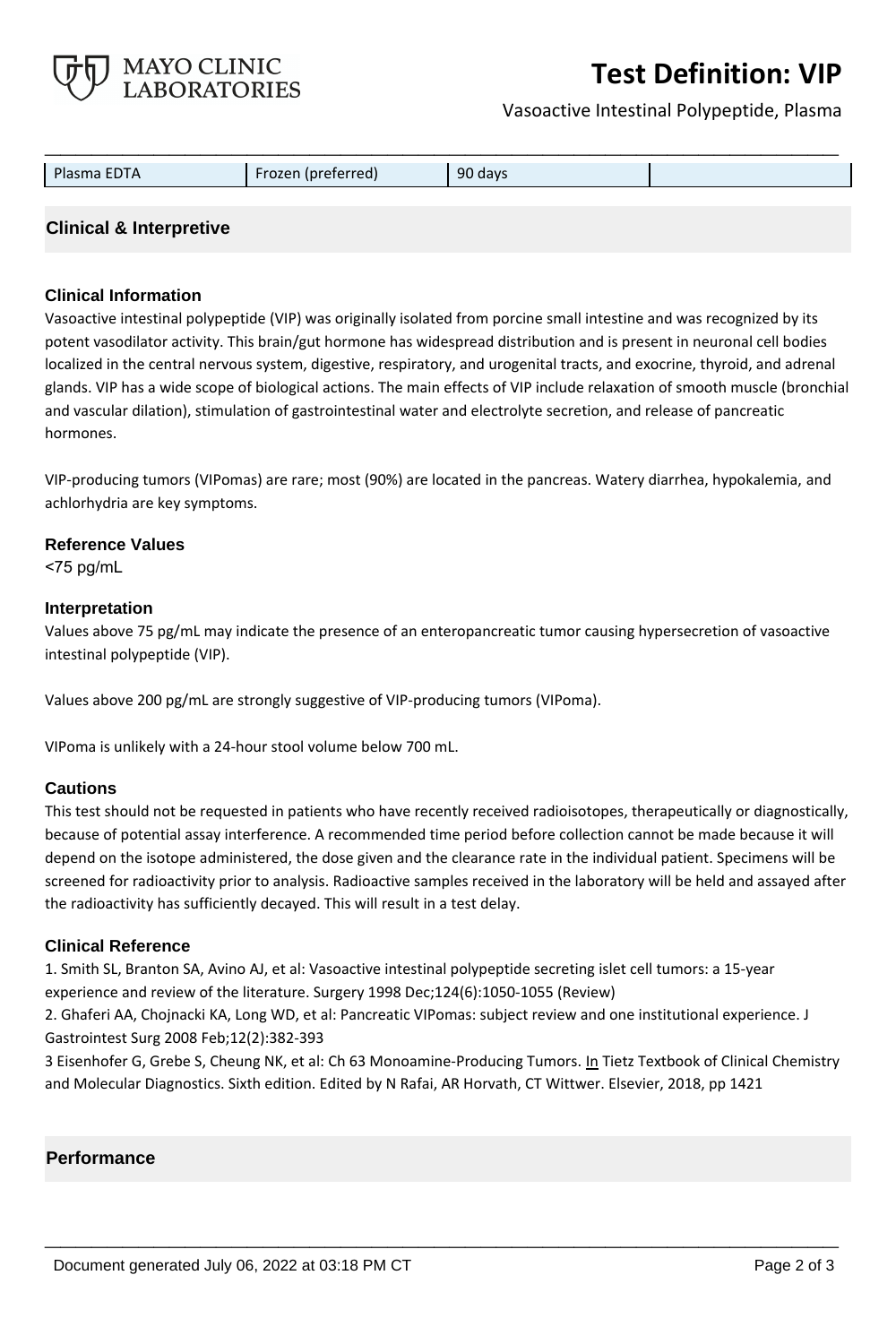| Plasma EDTA | Frozen (preferred) | 90 days | |
|---|---|---|---|

## Clinical & Interpretive

### Clinical Information

Vasoactive intestinal polypeptide (VIP) was originally isolated from porcine small intestine and was recognized by its potent vasodilator activity. This brain/gut hormone has widespread distribution and is present in neuronal cell bodies localized in the central nervous system, digestive, respiratory, and urogenital tracts, and exocrine, thyroid, and adrenal glands. VIP has a wide scope of biological actions. The main effects of VIP include relaxation of smooth muscle (bronchial and vascular dilation), stimulation of gastrointestinal water and electrolyte secretion, and release of pancreatic hormones.

VIP-producing tumors (VIPomas) are rare; most (90%) are located in the pancreas. Watery diarrhea, hypokalemia, and achlorhydria are key symptoms.

### Reference Values

<75 pg/mL

### Interpretation

Values above 75 pg/mL may indicate the presence of an enteropancreatic tumor causing hypersecretion of vasoactive intestinal polypeptide (VIP).

Values above 200 pg/mL are strongly suggestive of VIP-producing tumors (VIPoma).

VIPoma is unlikely with a 24-hour stool volume below 700 mL.

### Cautions

This test should not be requested in patients who have recently received radioisotopes, therapeutically or diagnostically, because of potential assay interference. A recommended time period before collection cannot be made because it will depend on the isotope administered, the dose given and the clearance rate in the individual patient. Specimens will be screened for radioactivity prior to analysis. Radioactive samples received in the laboratory will be held and assayed after the radioactivity has sufficiently decayed. This will result in a test delay.

### Clinical Reference

1. Smith SL, Branton SA, Avino AJ, et al: Vasoactive intestinal polypeptide secreting islet cell tumors: a 15-year experience and review of the literature. Surgery 1998 Dec;124(6):1050-1055 (Review)
2. Ghaferi AA, Chojnacki KA, Long WD, et al: Pancreatic VIPomas: subject review and one institutional experience. J Gastrointest Surg 2008 Feb;12(2):382-393
3 Eisenhofer G, Grebe S, Cheung NK, et al: Ch 63 Monoamine-Producing Tumors. In Tietz Textbook of Clinical Chemistry and Molecular Diagnostics. Sixth edition. Edited by N Rafai, AR Horvath, CT Wittwer. Elsevier, 2018, pp 1421

## Performance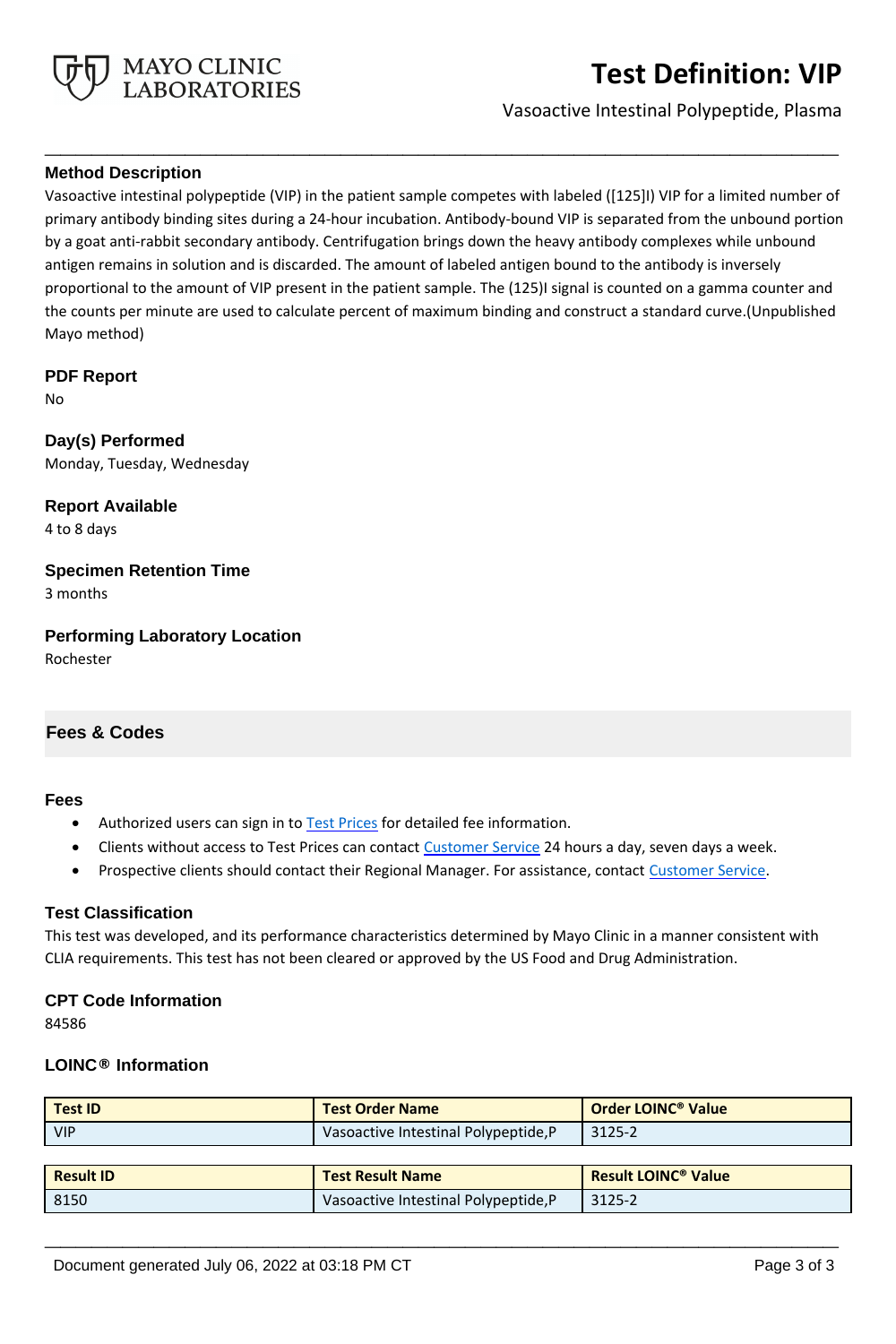### Method Description

Vasoactive intestinal polypeptide (VIP) in the patient sample competes with labeled ([125]I) VIP for a limited number of primary antibody binding sites during a 24-hour incubation. Antibody-bound VIP is separated from the unbound portion by a goat anti-rabbit secondary antibody. Centrifugation brings down the heavy antibody complexes while unbound antigen remains in solution and is discarded. The amount of labeled antigen bound to the antibody is inversely proportional to the amount of VIP present in the patient sample. The (125)I signal is counted on a gamma counter and the counts per minute are used to calculate percent of maximum binding and construct a standard curve.(Unpublished Mayo method)

### PDF Report

No

### Day(s) Performed

Monday, Tuesday, Wednesday

### Report Available

4 to 8 days

### Specimen Retention Time

3 months

### Performing Laboratory Location

Rochester

## Fees & Codes

### Fees

- Authorized users can sign in to Test Prices for detailed fee information.
- Clients without access to Test Prices can contact Customer Service 24 hours a day, seven days a week.
- Prospective clients should contact their Regional Manager. For assistance, contact Customer Service.

### Test Classification

This test was developed, and its performance characteristics determined by Mayo Clinic in a manner consistent with CLIA requirements. This test has not been cleared or approved by the US Food and Drug Administration.

### CPT Code Information

84586

### LOINC® Information

| Test ID | Test Order Name | Order LOINC® Value |
|---|---|---|
| VIP | Vasoactive Intestinal Polypeptide,P | 3125-2 |

| Result ID | Test Result Name | Result LOINC® Value |
|---|---|---|
| 8150 | Vasoactive Intestinal Polypeptide,P | 3125-2 |